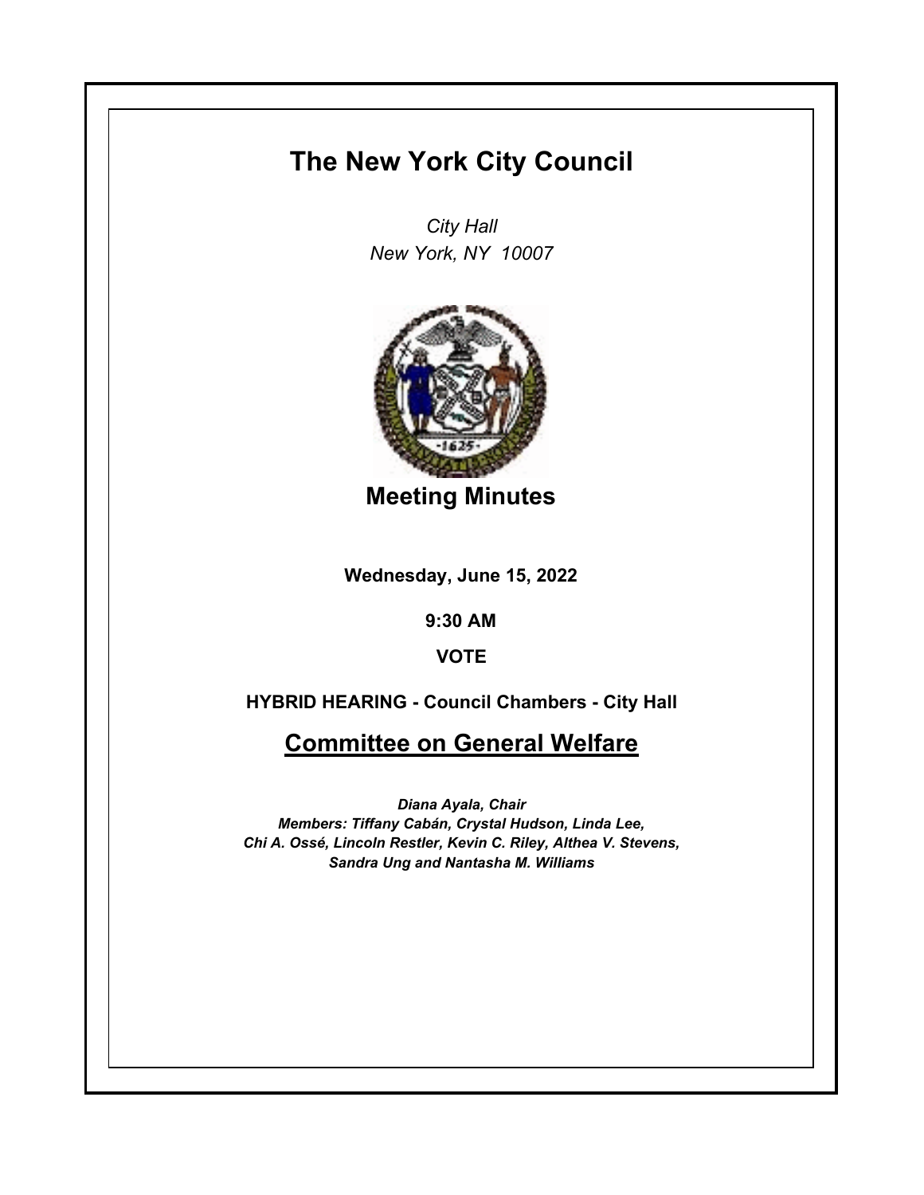# The New York City Council

*City Hall*
*New York, NY 10007*

## Meeting Minutes

**Wednesday, June 15, 2022**

**9:30 AM**

**VOTE**

**HYBRID HEARING - Council Chambers - City Hall**

## Committee on General Welfare

*Diana Ayala, Chair*
*Members: Tiffany Cabán, Crystal Hudson, Linda Lee, Chi A. Ossé, Lincoln Restler, Kevin C. Riley, Althea V. Stevens, Sandra Ung and Nantasha M. Williams*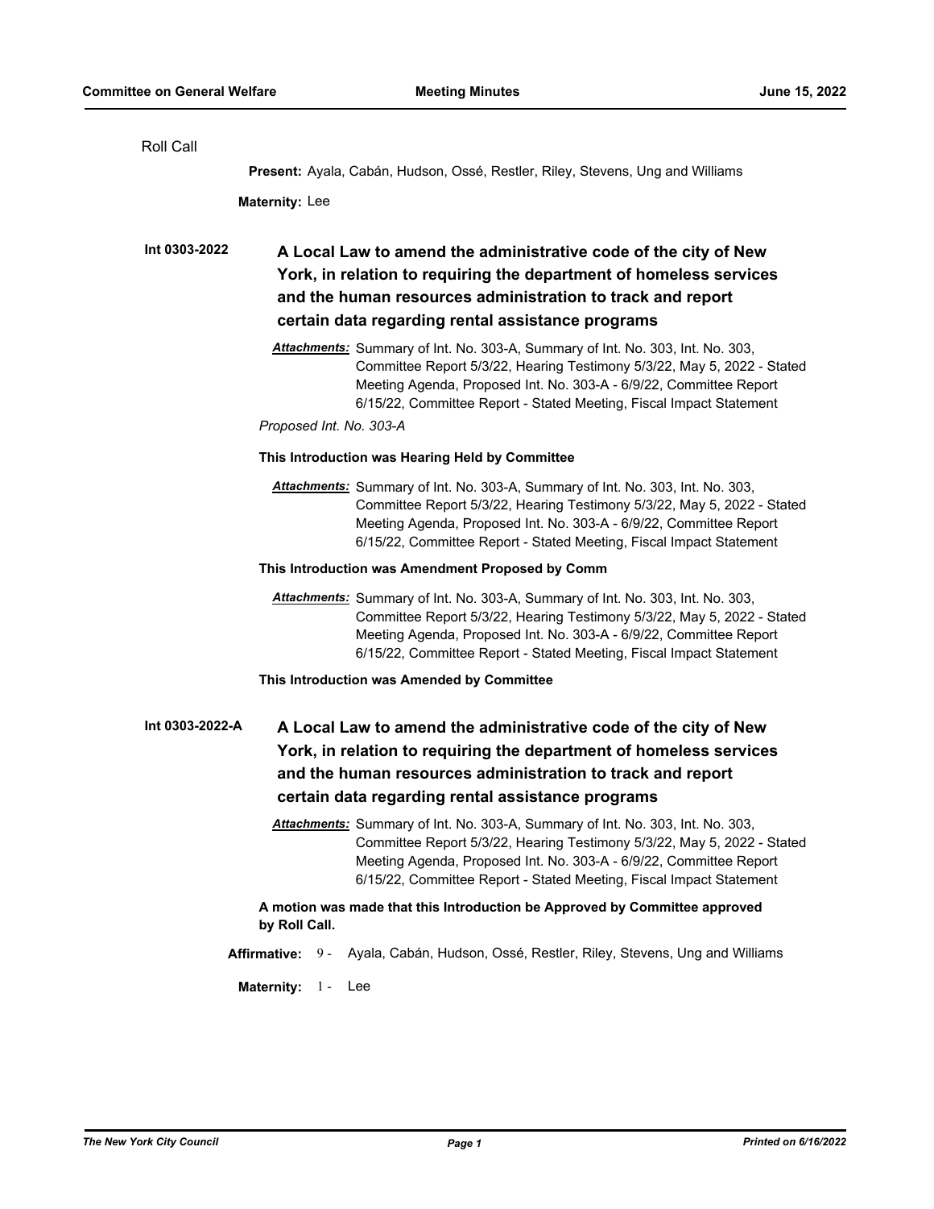Roll Call

**Present:** Ayala, Cabán, Hudson, Ossé, Restler, Riley, Stevens, Ung and Williams

**Maternity:** Lee

**Int 0303-2022** **A Local Law to amend the administrative code of the city of New York, in relation to requiring the department of homeless services and the human resources administration to track and report certain data regarding rental assistance programs**

***Attachments:*** Summary of Int. No. 303-A, Summary of Int. No. 303, Int. No. 303, Committee Report 5/3/22, Hearing Testimony 5/3/22, May 5, 2022 - Stated Meeting Agenda, Proposed Int. No. 303-A - 6/9/22, Committee Report 6/15/22, Committee Report - Stated Meeting, Fiscal Impact Statement

*Proposed Int. No. 303-A*

**This Introduction was Hearing Held by Committee**

***Attachments:*** Summary of Int. No. 303-A, Summary of Int. No. 303, Int. No. 303, Committee Report 5/3/22, Hearing Testimony 5/3/22, May 5, 2022 - Stated Meeting Agenda, Proposed Int. No. 303-A - 6/9/22, Committee Report 6/15/22, Committee Report - Stated Meeting, Fiscal Impact Statement

**This Introduction was Amendment Proposed by Comm**

***Attachments:*** Summary of Int. No. 303-A, Summary of Int. No. 303, Int. No. 303, Committee Report 5/3/22, Hearing Testimony 5/3/22, May 5, 2022 - Stated Meeting Agenda, Proposed Int. No. 303-A - 6/9/22, Committee Report 6/15/22, Committee Report - Stated Meeting, Fiscal Impact Statement

**This Introduction was Amended by Committee**

**Int 0303-2022-A** **A Local Law to amend the administrative code of the city of New York, in relation to requiring the department of homeless services and the human resources administration to track and report certain data regarding rental assistance programs**

***Attachments:*** Summary of Int. No. 303-A, Summary of Int. No. 303, Int. No. 303, Committee Report 5/3/22, Hearing Testimony 5/3/22, May 5, 2022 - Stated Meeting Agenda, Proposed Int. No. 303-A - 6/9/22, Committee Report 6/15/22, Committee Report - Stated Meeting, Fiscal Impact Statement

**A motion was made that this Introduction be Approved by Committee approved by Roll Call.**

**Affirmative:** 9 - Ayala, Cabán, Hudson, Ossé, Restler, Riley, Stevens, Ung and Williams

**Maternity:** 1 - Lee